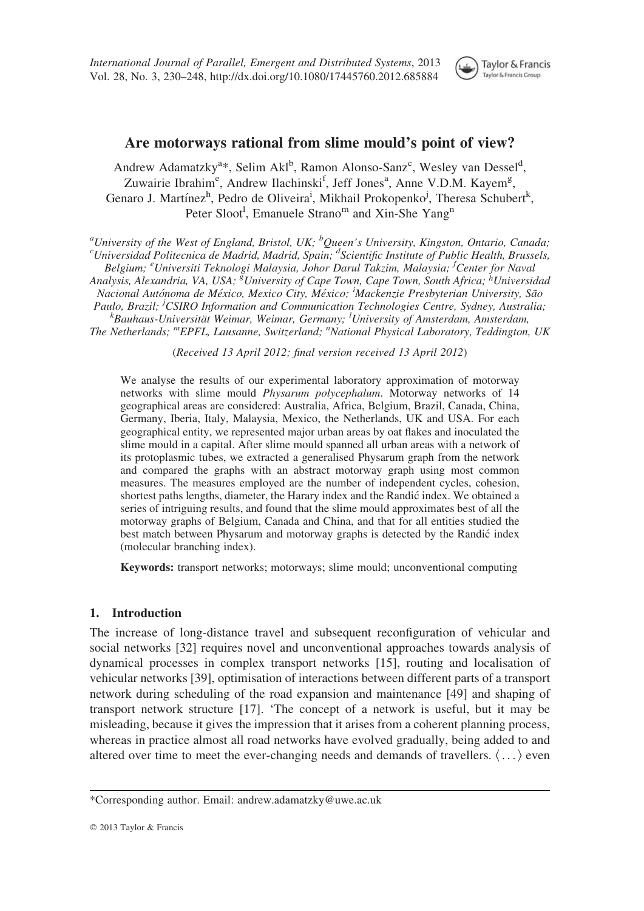# Are motorways rational from slime mould's point of view?

Andrew Adamatzky[a]*, Selim Akl[b], Ramon Alonso-Sanz[c], Wesley van Dessel[d], Zuwairie Ibrahim[e], Andrew Ilachinski[f], Jeff Jones[a], Anne V.D.M. Kayem[g], Genaro J. Martínez[h], Pedro de Oliveira[i], Mikhail Prokopenko[j], Theresa Schubert[k], Peter Sloot[l], Emanuele Strano[m] and Xin-She Yang[n]

[a]*University of the West of England, Bristol, UK;* [b]*Queen's University, Kingston, Ontario, Canada;* [c]*Universidad Politecnica de Madrid, Madrid, Spain;* [d]*Scientific Institute of Public Health, Brussels, Belgium;* [e]*Universiti Teknologi Malaysia, Johor Darul Takzim, Malaysia;* [f]*Center for Naval Analysis, Alexandria, VA, USA;* [g]*University of Cape Town, Cape Town, South Africa;* [h]*Universidad Nacional Autónoma de México, Mexico City, México;* [i]*Mackenzie Presbyterian University, São Paulo, Brazil;* [j]*CSIRO Information and Communication Technologies Centre, Sydney, Australia;* [k]*Bauhaus-Universität Weimar, Weimar, Germany;* [l]*University of Amsterdam, Amsterdam, The Netherlands;* [m]*EPFL, Lausanne, Switzerland;* [n]*National Physical Laboratory, Teddington, UK*

(*Received 13 April 2012; final version received 13 April 2012*)

We analyse the results of our experimental laboratory approximation of motorway networks with slime mould *Physarum polycephalum*. Motorway networks of 14 geographical areas are considered: Australia, Africa, Belgium, Brazil, Canada, China, Germany, Iberia, Italy, Malaysia, Mexico, the Netherlands, UK and USA. For each geographical entity, we represented major urban areas by oat flakes and inoculated the slime mould in a capital. After slime mould spanned all urban areas with a network of its protoplasmic tubes, we extracted a generalised Physarum graph from the network and compared the graphs with an abstract motorway graph using most common measures. The measures employed are the number of independent cycles, cohesion, shortest paths lengths, diameter, the Harary index and the Randić index. We obtained a series of intriguing results, and found that the slime mould approximates best of all the motorway graphs of Belgium, Canada and China, and that for all entities studied the best match between Physarum and motorway graphs is detected by the Randić index (molecular branching index).

**Keywords:** transport networks; motorways; slime mould; unconventional computing

## 1. Introduction

The increase of long-distance travel and subsequent reconfiguration of vehicular and social networks [32] requires novel and unconventional approaches towards analysis of dynamical processes in complex transport networks [15], routing and localisation of vehicular networks [39], optimisation of interactions between different parts of a transport network during scheduling of the road expansion and maintenance [49] and shaping of transport network structure [17]. 'The concept of a network is useful, but it may be misleading, because it gives the impression that it arises from a coherent planning process, whereas in practice almost all road networks have evolved gradually, being added to and altered over time to meet the ever-changing needs and demands of travellers. ⟨...⟩ even

*Corresponding author. Email: andrew.adamatzky@uwe.ac.uk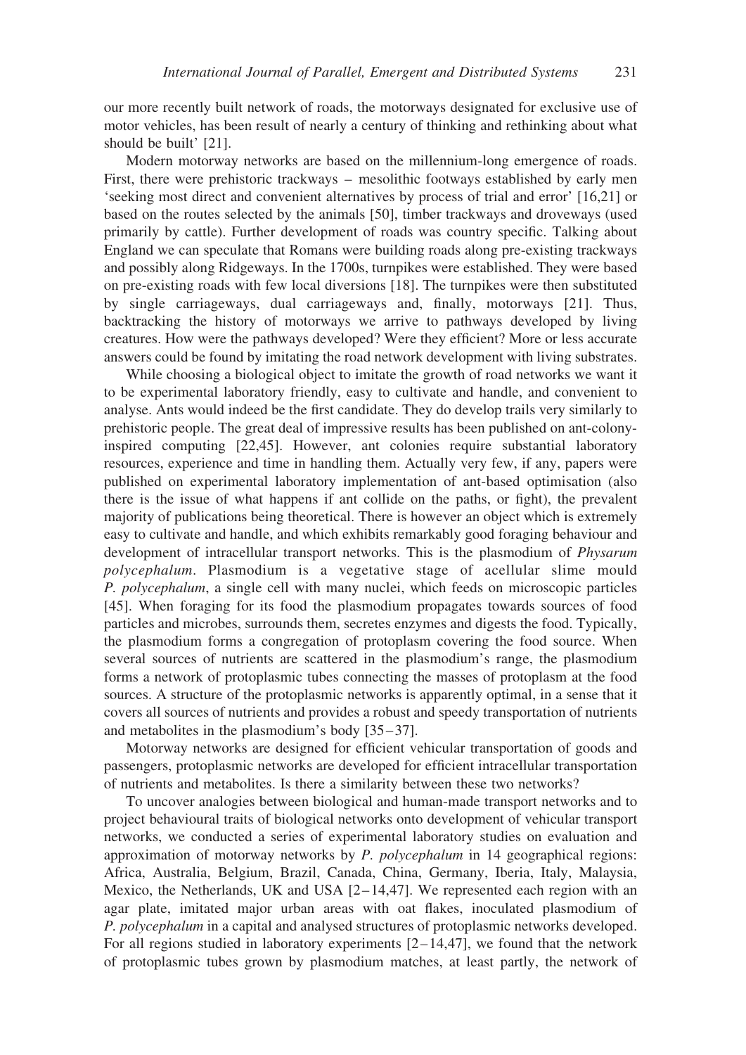our more recently built network of roads, the motorways designated for exclusive use of motor vehicles, has been result of nearly a century of thinking and rethinking about what should be built' [21].

Modern motorway networks are based on the millennium-long emergence of roads. First, there were prehistoric trackways – mesolithic footways established by early men 'seeking most direct and convenient alternatives by process of trial and error' [16,21] or based on the routes selected by the animals [50], timber trackways and droveways (used primarily by cattle). Further development of roads was country specific. Talking about England we can speculate that Romans were building roads along pre-existing trackways and possibly along Ridgeways. In the 1700s, turnpikes were established. They were based on pre-existing roads with few local diversions [18]. The turnpikes were then substituted by single carriageways, dual carriageways and, finally, motorways [21]. Thus, backtracking the history of motorways we arrive to pathways developed by living creatures. How were the pathways developed? Were they efficient? More or less accurate answers could be found by imitating the road network development with living substrates.

While choosing a biological object to imitate the growth of road networks we want it to be experimental laboratory friendly, easy to cultivate and handle, and convenient to analyse. Ants would indeed be the first candidate. They do develop trails very similarly to prehistoric people. The great deal of impressive results has been published on ant-colony-inspired computing [22,45]. However, ant colonies require substantial laboratory resources, experience and time in handling them. Actually very few, if any, papers were published on experimental laboratory implementation of ant-based optimisation (also there is the issue of what happens if ant collide on the paths, or fight), the prevalent majority of publications being theoretical. There is however an object which is extremely easy to cultivate and handle, and which exhibits remarkably good foraging behaviour and development of intracellular transport networks. This is the plasmodium of *Physarum polycephalum*. Plasmodium is a vegetative stage of acellular slime mould *P. polycephalum*, a single cell with many nuclei, which feeds on microscopic particles [45]. When foraging for its food the plasmodium propagates towards sources of food particles and microbes, surrounds them, secretes enzymes and digests the food. Typically, the plasmodium forms a congregation of protoplasm covering the food source. When several sources of nutrients are scattered in the plasmodium's range, the plasmodium forms a network of protoplasmic tubes connecting the masses of protoplasm at the food sources. A structure of the protoplasmic networks is apparently optimal, in a sense that it covers all sources of nutrients and provides a robust and speedy transportation of nutrients and metabolites in the plasmodium's body [35–37].

Motorway networks are designed for efficient vehicular transportation of goods and passengers, protoplasmic networks are developed for efficient intracellular transportation of nutrients and metabolites. Is there a similarity between these two networks?

To uncover analogies between biological and human-made transport networks and to project behavioural traits of biological networks onto development of vehicular transport networks, we conducted a series of experimental laboratory studies on evaluation and approximation of motorway networks by *P. polycephalum* in 14 geographical regions: Africa, Australia, Belgium, Brazil, Canada, China, Germany, Iberia, Italy, Malaysia, Mexico, the Netherlands, UK and USA [2–14,47]. We represented each region with an agar plate, imitated major urban areas with oat flakes, inoculated plasmodium of *P. polycephalum* in a capital and analysed structures of protoplasmic networks developed. For all regions studied in laboratory experiments [2–14,47], we found that the network of protoplasmic tubes grown by plasmodium matches, at least partly, the network of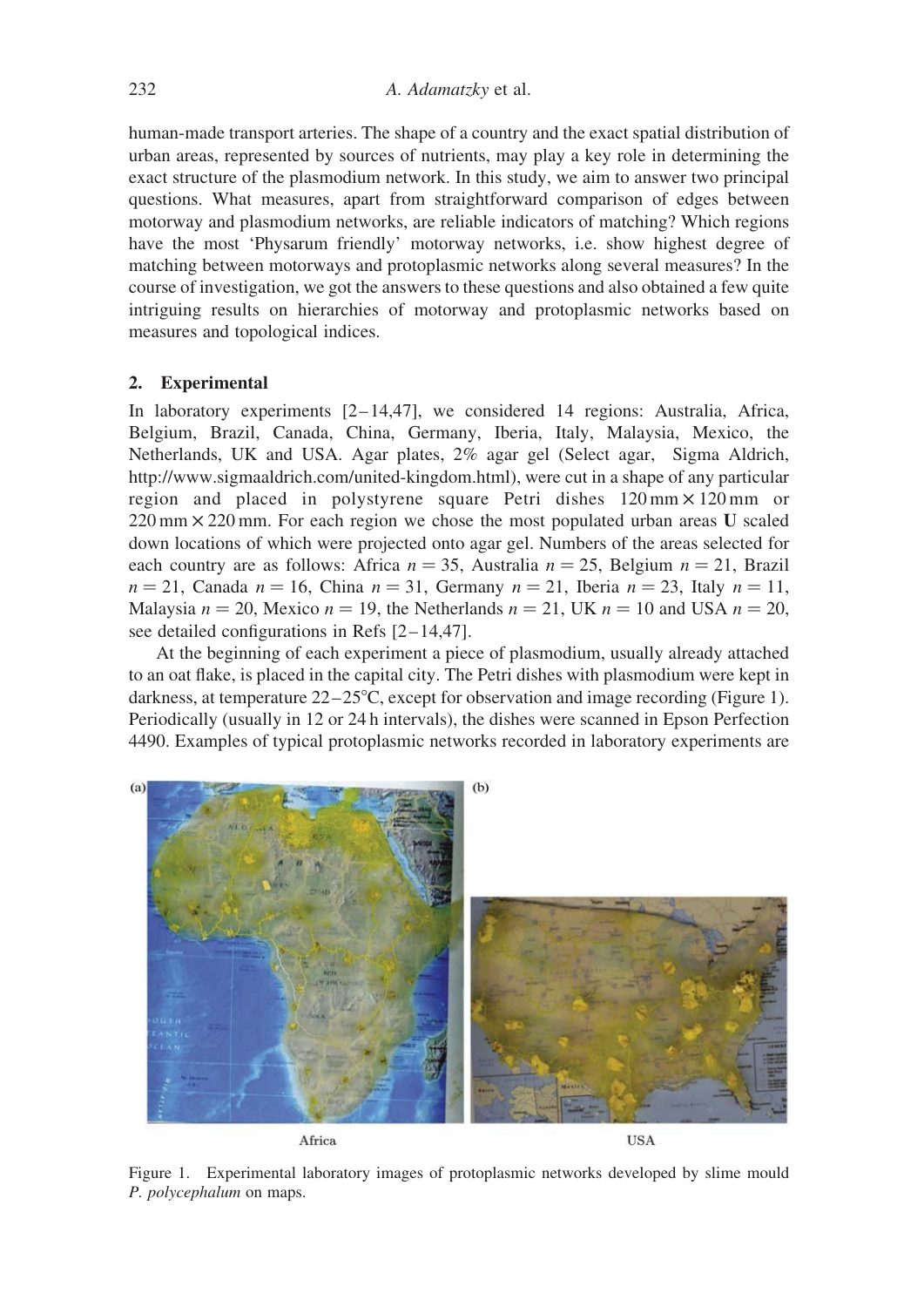human-made transport arteries. The shape of a country and the exact spatial distribution of urban areas, represented by sources of nutrients, may play a key role in determining the exact structure of the plasmodium network. In this study, we aim to answer two principal questions. What measures, apart from straightforward comparison of edges between motorway and plasmodium networks, are reliable indicators of matching? Which regions have the most 'Physarum friendly' motorway networks, i.e. show highest degree of matching between motorways and protoplasmic networks along several measures? In the course of investigation, we got the answers to these questions and also obtained a few quite intriguing results on hierarchies of motorway and protoplasmic networks based on measures and topological indices.

## 2. Experimental

In laboratory experiments [2–14,47], we considered 14 regions: Australia, Africa, Belgium, Brazil, Canada, China, Germany, Iberia, Italy, Malaysia, Mexico, the Netherlands, UK and USA. Agar plates, 2% agar gel (Select agar, Sigma Aldrich, http://www.sigmaaldrich.com/united-kingdom.html), were cut in a shape of any particular region and placed in polystyrene square Petri dishes $120\,\text{mm} \times 120\,\text{mm}$ or $220\,\text{mm} \times 220\,\text{mm}$. For each region we chose the most populated urban areas $\mathbf{U}$ scaled down locations of which were projected onto agar gel. Numbers of the areas selected for each country are as follows: Africa $n = 35$, Australia $n = 25$, Belgium $n = 21$, Brazil $n = 21$, Canada $n = 16$, China $n = 31$, Germany $n = 21$, Iberia $n = 23$, Italy $n = 11$, Malaysia $n = 20$, Mexico $n = 19$, the Netherlands $n = 21$, UK $n = 10$ and USA $n = 20$, see detailed configurations in Refs [2–14,47].

At the beginning of each experiment a piece of plasmodium, usually already attached to an oat flake, is placed in the capital city. The Petri dishes with plasmodium were kept in darkness, at temperature 22–25°C, except for observation and image recording (Figure 1). Periodically (usually in 12 or 24 h intervals), the dishes were scanned in Epson Perfection 4490. Examples of typical protoplasmic networks recorded in laboratory experiments are

(a) Africa (b) USA

Figure 1. Experimental laboratory images of protoplasmic networks developed by slime mould *P. polycephalum* on maps.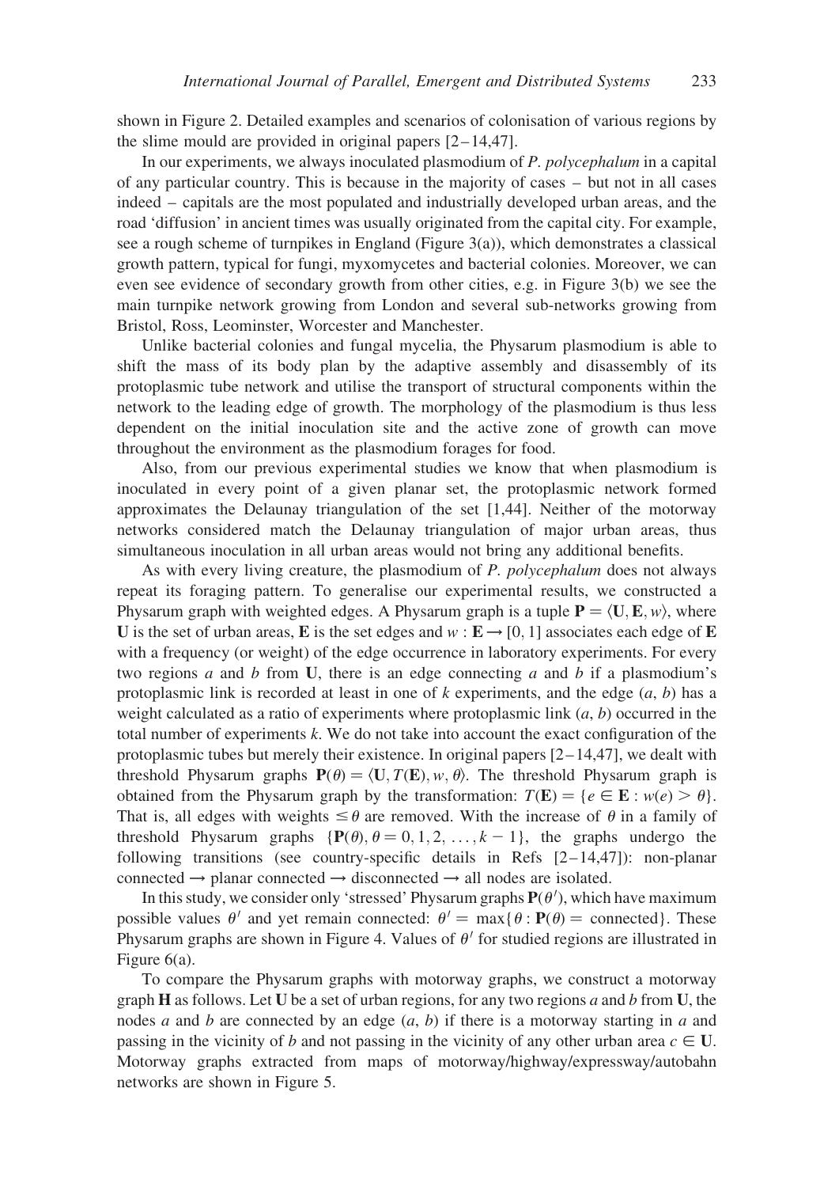shown in Figure 2. Detailed examples and scenarios of colonisation of various regions by the slime mould are provided in original papers [2–14,47].

In our experiments, we always inoculated plasmodium of *P. polycephalum* in a capital of any particular country. This is because in the majority of cases – but not in all cases indeed – capitals are the most populated and industrially developed urban areas, and the road 'diffusion' in ancient times was usually originated from the capital city. For example, see a rough scheme of turnpikes in England (Figure 3(a)), which demonstrates a classical growth pattern, typical for fungi, myxomycetes and bacterial colonies. Moreover, we can even see evidence of secondary growth from other cities, e.g. in Figure 3(b) we see the main turnpike network growing from London and several sub-networks growing from Bristol, Ross, Leominster, Worcester and Manchester.

Unlike bacterial colonies and fungal mycelia, the Physarum plasmodium is able to shift the mass of its body plan by the adaptive assembly and disassembly of its protoplasmic tube network and utilise the transport of structural components within the network to the leading edge of growth. The morphology of the plasmodium is thus less dependent on the initial inoculation site and the active zone of growth can move throughout the environment as the plasmodium forages for food.

Also, from our previous experimental studies we know that when plasmodium is inoculated in every point of a given planar set, the protoplasmic network formed approximates the Delaunay triangulation of the set [1,44]. Neither of the motorway networks considered match the Delaunay triangulation of major urban areas, thus simultaneous inoculation in all urban areas would not bring any additional benefits.

As with every living creature, the plasmodium of *P. polycephalum* does not always repeat its foraging pattern. To generalise our experimental results, we constructed a Physarum graph with weighted edges. A Physarum graph is a tuple $\mathbf{P} = \langle \mathbf{U}, \mathbf{E}, w \rangle$, where $\mathbf{U}$ is the set of urban areas, $\mathbf{E}$ is the set edges and $w : \mathbf{E} \to [0, 1]$ associates each edge of $\mathbf{E}$ with a frequency (or weight) of the edge occurrence in laboratory experiments. For every two regions $a$ and $b$ from $\mathbf{U}$, there is an edge connecting $a$ and $b$ if a plasmodium's protoplasmic link is recorded at least in one of $k$ experiments, and the edge $(a, b)$ has a weight calculated as a ratio of experiments where protoplasmic link $(a, b)$ occurred in the total number of experiments $k$. We do not take into account the exact configuration of the protoplasmic tubes but merely their existence. In original papers [2–14,47], we dealt with threshold Physarum graphs $\mathbf{P}(\theta) = \langle \mathbf{U}, T(\mathbf{E}), w, \theta \rangle$. The threshold Physarum graph is obtained from the Physarum graph by the transformation: $T(\mathbf{E}) = \{e \in \mathbf{E} : w(e) > \theta\}$. That is, all edges with weights $\leq \theta$ are removed. With the increase of $\theta$ in a family of threshold Physarum graphs $\{\mathbf{P}(\theta), \theta = 0, 1, 2, \ldots, k-1\}$, the graphs undergo the following transitions (see country-specific details in Refs [2–14,47]): non-planar connected $\to$ planar connected $\to$ disconnected $\to$ all nodes are isolated.

In this study, we consider only 'stressed' Physarum graphs $\mathbf{P}(\theta')$, which have maximum possible values $\theta'$ and yet remain connected: $\theta' = \max\{\theta : \mathbf{P}(\theta) = \text{connected}\}$. These Physarum graphs are shown in Figure 4. Values of $\theta'$ for studied regions are illustrated in Figure 6(a).

To compare the Physarum graphs with motorway graphs, we construct a motorway graph $\mathbf{H}$ as follows. Let $\mathbf{U}$ be a set of urban regions, for any two regions $a$ and $b$ from $\mathbf{U}$, the nodes $a$ and $b$ are connected by an edge $(a, b)$ if there is a motorway starting in $a$ and passing in the vicinity of $b$ and not passing in the vicinity of any other urban area $c \in \mathbf{U}$. Motorway graphs extracted from maps of motorway/highway/expressway/autobahn networks are shown in Figure 5.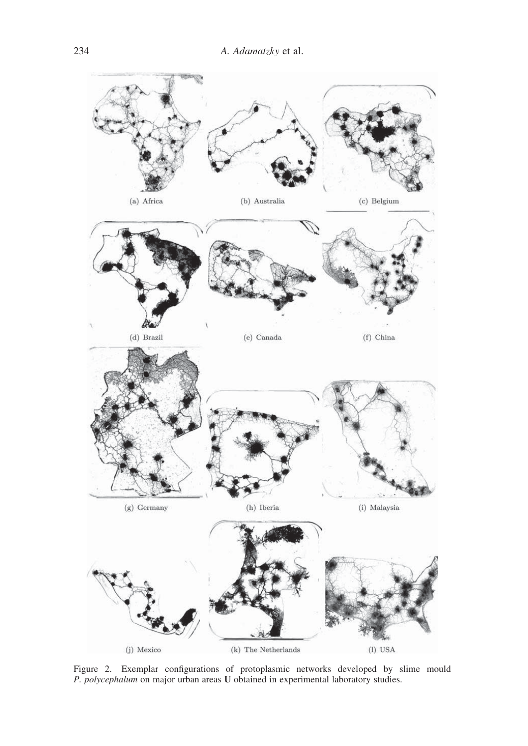(a) Africa

(b) Australia

(c) Belgium

(d) Brazil

(e) Canada

(f) China

(g) Germany

(h) Iberia

(i) Malaysia

(j) Mexico

(k) The Netherlands

(l) USA

Figure 2. Exemplar configurations of protoplasmic networks developed by slime mould *P. polycephalum* on major urban areas **U** obtained in experimental laboratory studies.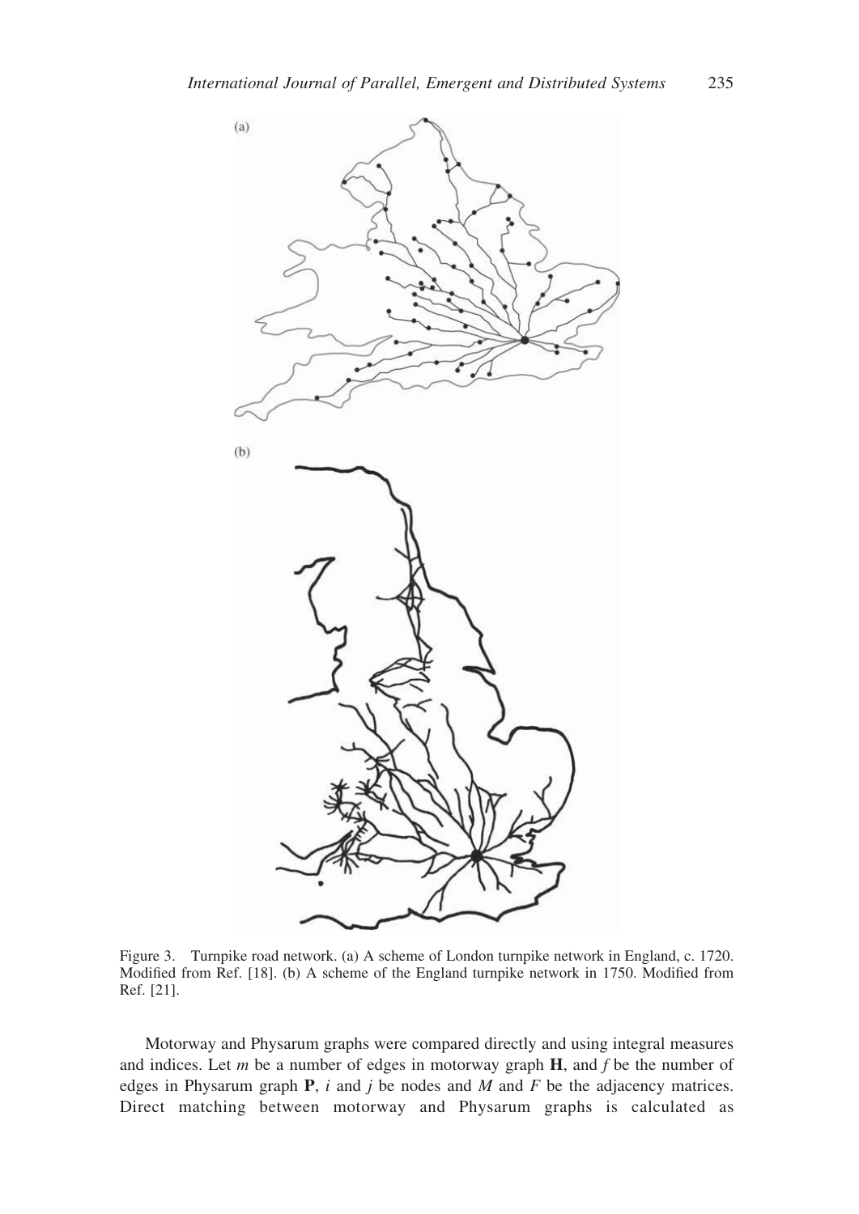Figure 3. Turnpike road network. (a) A scheme of London turnpike network in England, c. 1720. Modified from Ref. [18]. (b) A scheme of the England turnpike network in 1750. Modified from Ref. [21].

Motorway and Physarum graphs were compared directly and using integral measures and indices. Let $m$ be a number of edges in motorway graph $\mathbf{H}$, and $f$ be the number of edges in Physarum graph $\mathbf{P}$, $i$ and $j$ be nodes and $M$ and $F$ be the adjacency matrices. Direct matching between motorway and Physarum graphs is calculated as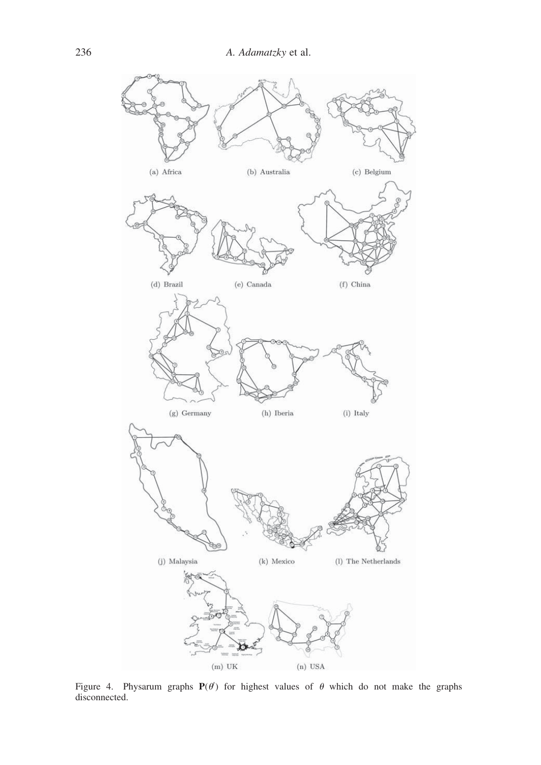(a) Africa

(b) Australia

(c) Belgium

(d) Brazil

(e) Canada

(f) China

(g) Germany

(h) Iberia

(i) Italy

(j) Malaysia

(k) Mexico

(l) The Netherlands

(m) UK

(n) USA

Figure 4. Physarum graphs $\mathbf{P}(\theta')$ for highest values of $\theta$ which do not make the graphs disconnected.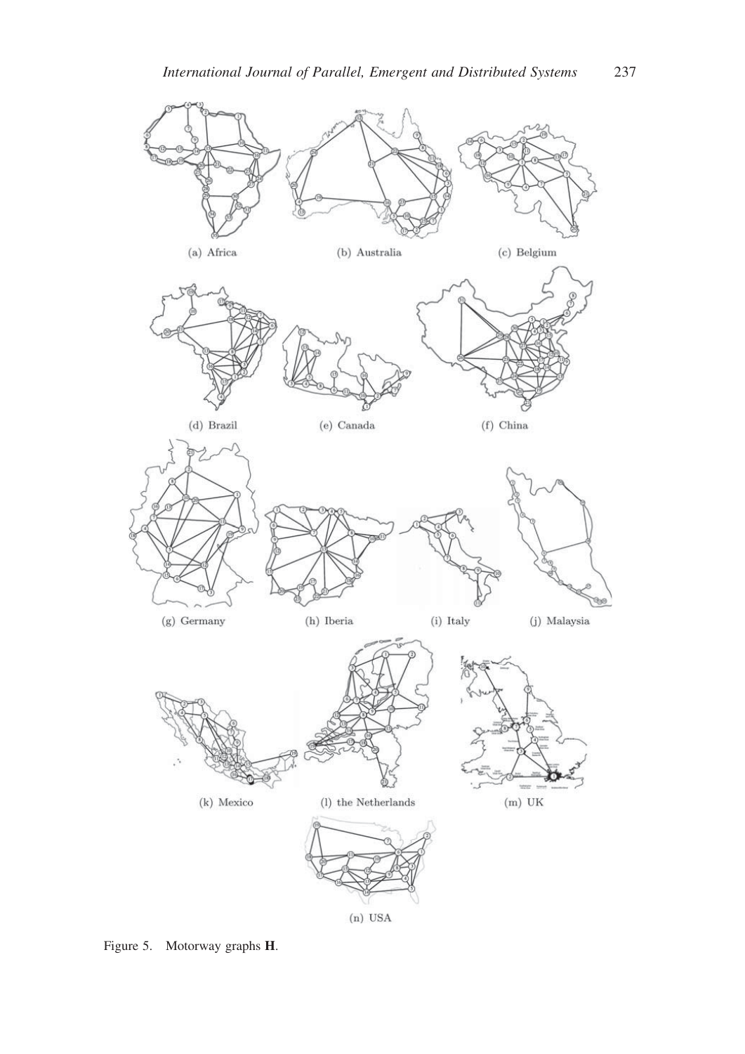(a) Africa

(b) Australia

(c) Belgium

(d) Brazil

(e) Canada

(f) China

(g) Germany

(h) Iberia

(i) Italy

(j) Malaysia

(k) Mexico

(l) the Netherlands

(m) UK

(n) USA

Figure 5. Motorway graphs **H**.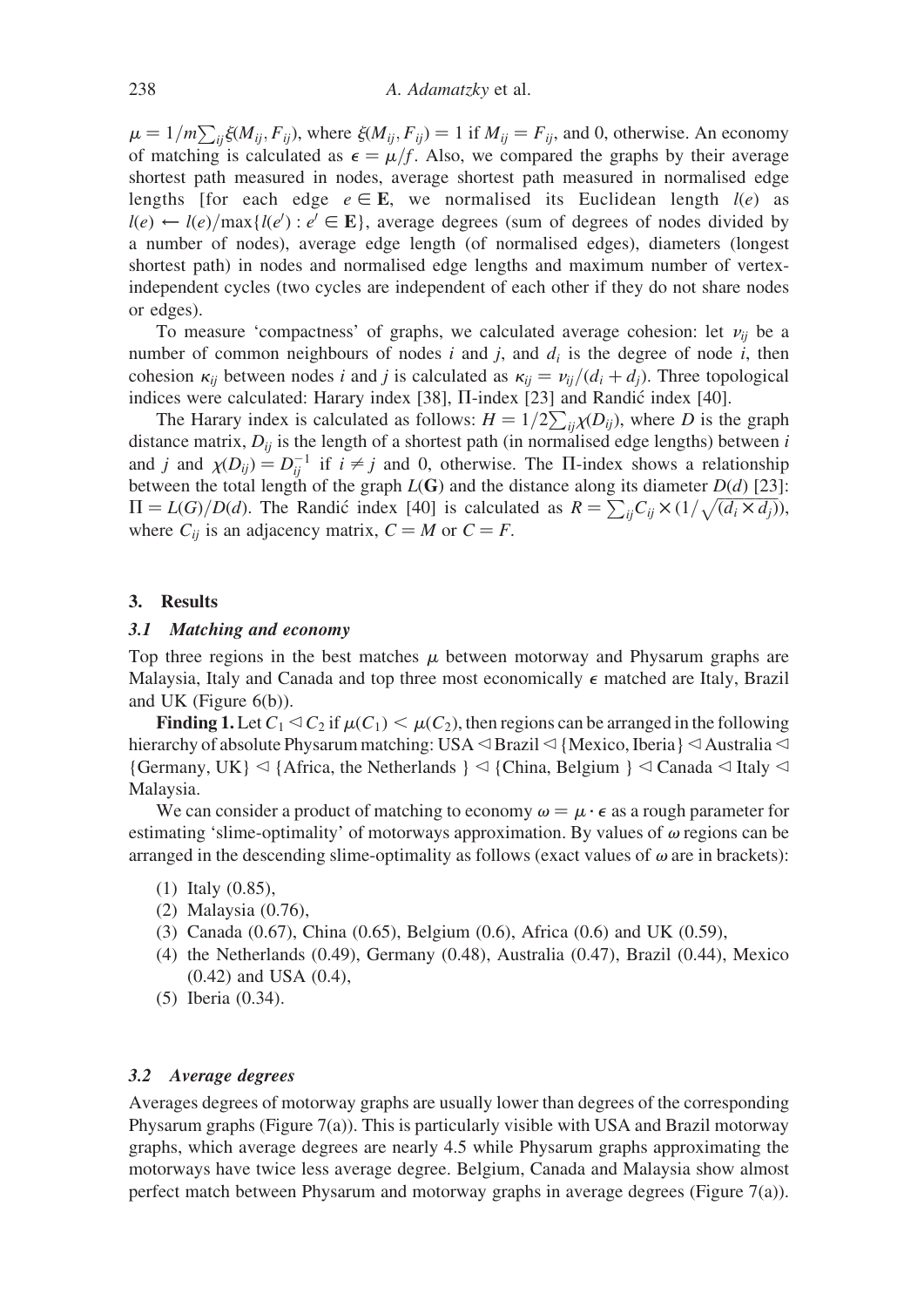$\mu = 1/m\sum_{ij}\xi(M_{ij}, F_{ij})$, where $\xi(M_{ij}, F_{ij}) = 1$ if $M_{ij} = F_{ij}$, and 0, otherwise. An economy of matching is calculated as $\epsilon = \mu/f$. Also, we compared the graphs by their average shortest path measured in nodes, average shortest path measured in normalised edge lengths [for each edge $e \in \mathbf{E}$, we normalised its Euclidean length $l(e)$ as $l(e) \leftarrow l(e)/\max\{l(e') : e' \in \mathbf{E}\}$, average degrees (sum of degrees of nodes divided by a number of nodes), average edge length (of normalised edges), diameters (longest shortest path) in nodes and normalised edge lengths and maximum number of vertex-independent cycles (two cycles are independent of each other if they do not share nodes or edges).

To measure 'compactness' of graphs, we calculated average cohesion: let $\nu_{ij}$ be a number of common neighbours of nodes $i$ and $j$, and $d_i$ is the degree of node $i$, then cohesion $\kappa_{ij}$ between nodes $i$ and $j$ is calculated as $\kappa_{ij} = \nu_{ij}/(d_i + d_j)$. Three topological indices were calculated: Harary index [38], $\Pi$-index [23] and Randić index [40].

The Harary index is calculated as follows: $H = 1/2\sum_{ij}\chi(D_{ij})$, where $D$ is the graph distance matrix, $D_{ij}$ is the length of a shortest path (in normalised edge lengths) between $i$ and $j$ and $\chi(D_{ij}) = D_{ij}^{-1}$ if $i \neq j$ and 0, otherwise. The $\Pi$-index shows a relationship between the total length of the graph $L(\mathbf{G})$ and the distance along its diameter $D(d)$ [23]: $\Pi = L(G)/D(d)$. The Randić index [40] is calculated as $R = \sum_{ij}C_{ij} \times (1/\sqrt{(d_i \times d_j)})$, where $C_{ij}$ is an adjacency matrix, $C = M$ or $C = F$.

## 3. Results

### 3.1 Matching and economy

Top three regions in the best matches $\mu$ between motorway and Physarum graphs are Malaysia, Italy and Canada and top three most economically $\epsilon$ matched are Italy, Brazil and UK (Figure 6(b)).

**Finding 1.** Let $C_1 \lhd C_2$ if $\mu(C_1) < \mu(C_2)$, then regions can be arranged in the following hierarchy of absolute Physarum matching: USA $\lhd$ Brazil $\lhd$ {Mexico, Iberia} $\lhd$ Australia $\lhd$ {Germany, UK} $\lhd$ {Africa, the Netherlands } $\lhd$ {China, Belgium } $\lhd$ Canada $\lhd$ Italy $\lhd$ Malaysia.

We can consider a product of matching to economy $\omega = \mu \cdot \epsilon$ as a rough parameter for estimating 'slime-optimality' of motorways approximation. By values of $\omega$ regions can be arranged in the descending slime-optimality as follows (exact values of $\omega$ are in brackets):

(1) Italy (0.85),
(2) Malaysia (0.76),
(3) Canada (0.67), China (0.65), Belgium (0.6), Africa (0.6) and UK (0.59),
(4) the Netherlands (0.49), Germany (0.48), Australia (0.47), Brazil (0.44), Mexico (0.42) and USA (0.4),
(5) Iberia (0.34).

### 3.2 Average degrees

Averages degrees of motorway graphs are usually lower than degrees of the corresponding Physarum graphs (Figure 7(a)). This is particularly visible with USA and Brazil motorway graphs, which average degrees are nearly 4.5 while Physarum graphs approximating the motorways have twice less average degree. Belgium, Canada and Malaysia show almost perfect match between Physarum and motorway graphs in average degrees (Figure 7(a)).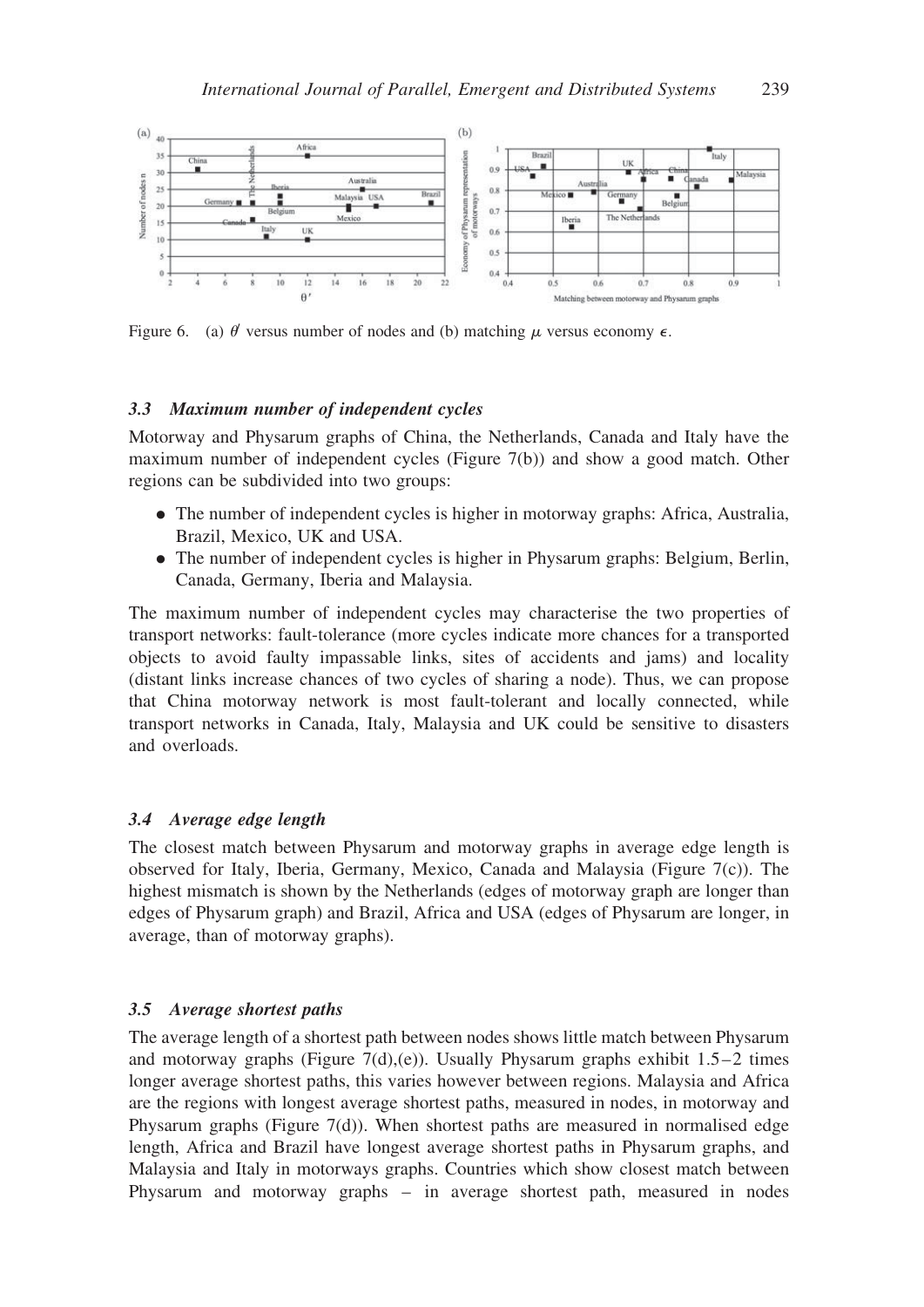Figure 6. (a) $\theta'$ versus number of nodes and (b) matching $\mu$ versus economy $\epsilon$.

### 3.3 Maximum number of independent cycles

Motorway and Physarum graphs of China, the Netherlands, Canada and Italy have the maximum number of independent cycles (Figure 7(b)) and show a good match. Other regions can be subdivided into two groups:

- The number of independent cycles is higher in motorway graphs: Africa, Australia, Brazil, Mexico, UK and USA.
- The number of independent cycles is higher in Physarum graphs: Belgium, Berlin, Canada, Germany, Iberia and Malaysia.

The maximum number of independent cycles may characterise the two properties of transport networks: fault-tolerance (more cycles indicate more chances for a transported objects to avoid faulty impassable links, sites of accidents and jams) and locality (distant links increase chances of two cycles of sharing a node). Thus, we can propose that China motorway network is most fault-tolerant and locally connected, while transport networks in Canada, Italy, Malaysia and UK could be sensitive to disasters and overloads.

### 3.4 Average edge length

The closest match between Physarum and motorway graphs in average edge length is observed for Italy, Iberia, Germany, Mexico, Canada and Malaysia (Figure 7(c)). The highest mismatch is shown by the Netherlands (edges of motorway graph are longer than edges of Physarum graph) and Brazil, Africa and USA (edges of Physarum are longer, in average, than of motorway graphs).

### 3.5 Average shortest paths

The average length of a shortest path between nodes shows little match between Physarum and motorway graphs (Figure 7(d),(e)). Usually Physarum graphs exhibit 1.5–2 times longer average shortest paths, this varies however between regions. Malaysia and Africa are the regions with longest average shortest paths, measured in nodes, in motorway and Physarum graphs (Figure 7(d)). When shortest paths are measured in normalised edge length, Africa and Brazil have longest average shortest paths in Physarum graphs, and Malaysia and Italy in motorways graphs. Countries which show closest match between Physarum and motorway graphs – in average shortest path, measured in nodes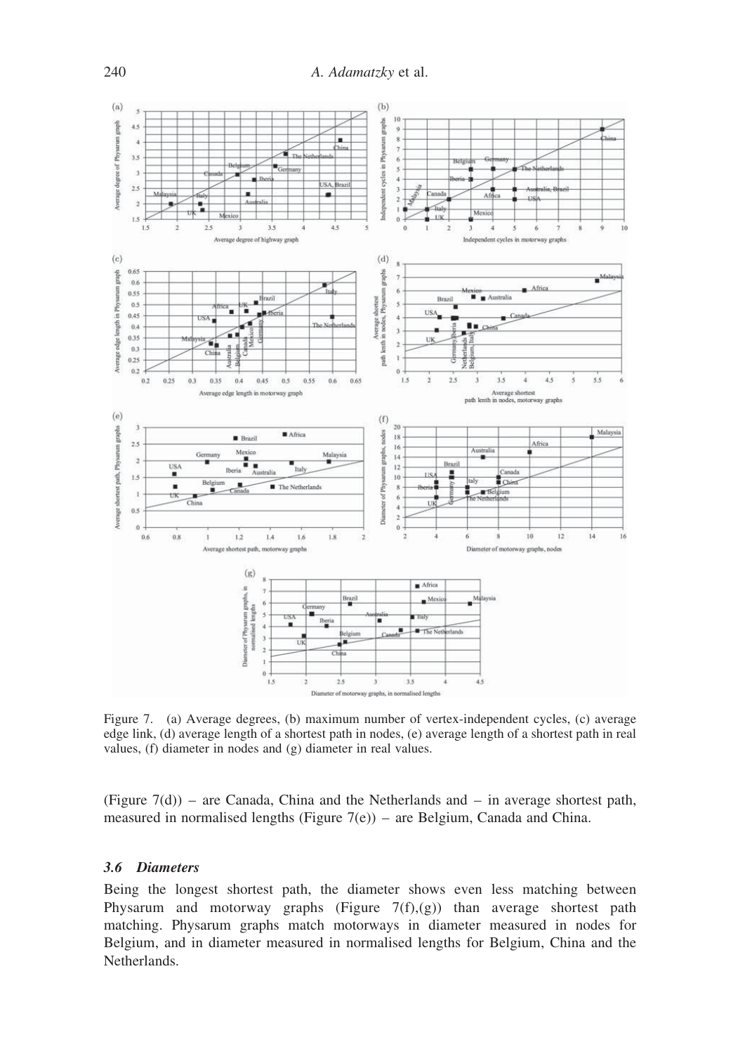Figure 7. (a) Average degrees, (b) maximum number of vertex-independent cycles, (c) average edge link, (d) average length of a shortest path in nodes, (e) average length of a shortest path in real values, (f) diameter in nodes and (g) diameter in real values.

(Figure 7(d)) – are Canada, China and the Netherlands and – in average shortest path, measured in normalised lengths (Figure 7(e)) – are Belgium, Canada and China.

### 3.6 Diameters

Being the longest shortest path, the diameter shows even less matching between Physarum and motorway graphs (Figure 7(f),(g)) than average shortest path matching. Physarum graphs match motorways in diameter measured in nodes for Belgium, and in diameter measured in normalised lengths for Belgium, China and the Netherlands.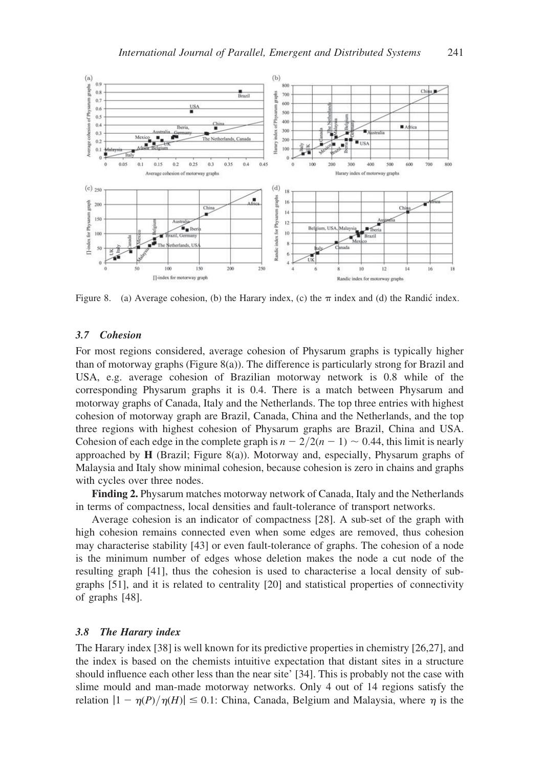Figure 8. (a) Average cohesion, (b) the Harary index, (c) the $\pi$ index and (d) the Randić index.

### 3.7 Cohesion

For most regions considered, average cohesion of Physarum graphs is typically higher than of motorway graphs (Figure 8(a)). The difference is particularly strong for Brazil and USA, e.g. average cohesion of Brazilian motorway network is 0.8 while of the corresponding Physarum graphs it is 0.4. There is a match between Physarum and motorway graphs of Canada, Italy and the Netherlands. The top three entries with highest cohesion of motorway graph are Brazil, Canada, China and the Netherlands, and the top three regions with highest cohesion of Physarum graphs are Brazil, China and USA. Cohesion of each edge in the complete graph is $n - 2/2(n - 1) \sim 0.44$, this limit is nearly approached by **H** (Brazil; Figure 8(a)). Motorway and, especially, Physarum graphs of Malaysia and Italy show minimal cohesion, because cohesion is zero in chains and graphs with cycles over three nodes.

**Finding 2.** Physarum matches motorway network of Canada, Italy and the Netherlands in terms of compactness, local densities and fault-tolerance of transport networks.

Average cohesion is an indicator of compactness [28]. A sub-set of the graph with high cohesion remains connected even when some edges are removed, thus cohesion may characterise stability [43] or even fault-tolerance of graphs. The cohesion of a node is the minimum number of edges whose deletion makes the node a cut node of the resulting graph [41], thus the cohesion is used to characterise a local density of sub-graphs [51], and it is related to centrality [20] and statistical properties of connectivity of graphs [48].

### 3.8 The Harary index

The Harary index [38] is well known for its predictive properties in chemistry [26,27], and the index is based on the chemists intuitive expectation that distant sites in a structure should influence each other less than the near site' [34]. This is probably not the case with slime mould and man-made motorway networks. Only 4 out of 14 regions satisfy the relation $|1 - \eta(P)/\eta(H)| \leq 0.1$: China, Canada, Belgium and Malaysia, where $\eta$ is the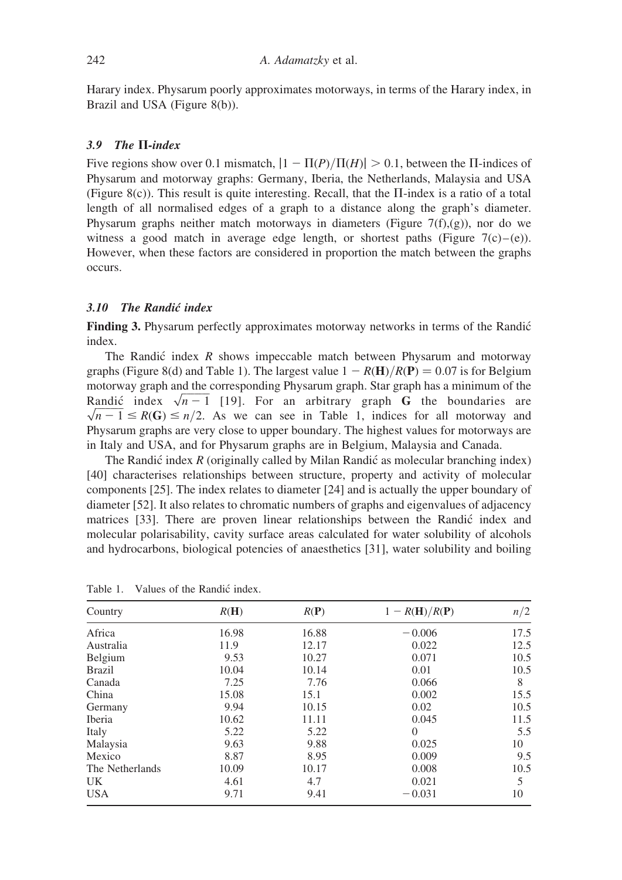Harary index. Physarum poorly approximates motorways, in terms of the Harary index, in Brazil and USA (Figure 8(b)).

### 3.9 The Π-index

Five regions show over 0.1 mismatch, $|1 - \Pi(P)/\Pi(H)| > 0.1$, between the Π-indices of Physarum and motorway graphs: Germany, Iberia, the Netherlands, Malaysia and USA (Figure 8(c)). This result is quite interesting. Recall, that the Π-index is a ratio of a total length of all normalised edges of a graph to a distance along the graph's diameter. Physarum graphs neither match motorways in diameters (Figure 7(f),(g)), nor do we witness a good match in average edge length, or shortest paths (Figure 7(c)–(e)). However, when these factors are considered in proportion the match between the graphs occurs.

### 3.10 The Randić index

**Finding 3.** Physarum perfectly approximates motorway networks in terms of the Randić index.

The Randić index $R$ shows impeccable match between Physarum and motorway graphs (Figure 8(d) and Table 1). The largest value $1 - R(\mathbf{H})/R(\mathbf{P}) = 0.07$ is for Belgium motorway graph and the corresponding Physarum graph. Star graph has a minimum of the Randić index $\sqrt{n-1}$ [19]. For an arbitrary graph $\mathbf{G}$ the boundaries are $\sqrt{n-1} \leq R(\mathbf{G}) \leq n/2$. As we can see in Table 1, indices for all motorway and Physarum graphs are very close to upper boundary. The highest values for motorways are in Italy and USA, and for Physarum graphs are in Belgium, Malaysia and Canada.

The Randić index $R$ (originally called by Milan Randić as molecular branching index) [40] characterises relationships between structure, property and activity of molecular components [25]. The index relates to diameter [24] and is actually the upper boundary of diameter [52]. It also relates to chromatic numbers of graphs and eigenvalues of adjacency matrices [33]. There are proven linear relationships between the Randić index and molecular polarisability, cavity surface areas calculated for water solubility of alcohols and hydrocarbons, biological potencies of anaesthetics [31], water solubility and boiling

Table 1. Values of the Randić index.

| Country | $R(\mathbf{H})$ | $R(\mathbf{P})$ | $1 - R(\mathbf{H})/R(\mathbf{P})$ | $n/2$ |
|---|---|---|---|---|
| Africa | 16.98 | 16.88 | −0.006 | 17.5 |
| Australia | 11.9 | 12.17 | 0.022 | 12.5 |
| Belgium | 9.53 | 10.27 | 0.071 | 10.5 |
| Brazil | 10.04 | 10.14 | 0.01 | 10.5 |
| Canada | 7.25 | 7.76 | 0.066 | 8 |
| China | 15.08 | 15.1 | 0.002 | 15.5 |
| Germany | 9.94 | 10.15 | 0.02 | 10.5 |
| Iberia | 10.62 | 11.11 | 0.045 | 11.5 |
| Italy | 5.22 | 5.22 | 0 | 5.5 |
| Malaysia | 9.63 | 9.88 | 0.025 | 10 |
| Mexico | 8.87 | 8.95 | 0.009 | 9.5 |
| The Netherlands | 10.09 | 10.17 | 0.008 | 10.5 |
| UK | 4.61 | 4.7 | 0.021 | 5 |
| USA | 9.71 | 9.41 | −0.031 | 10 |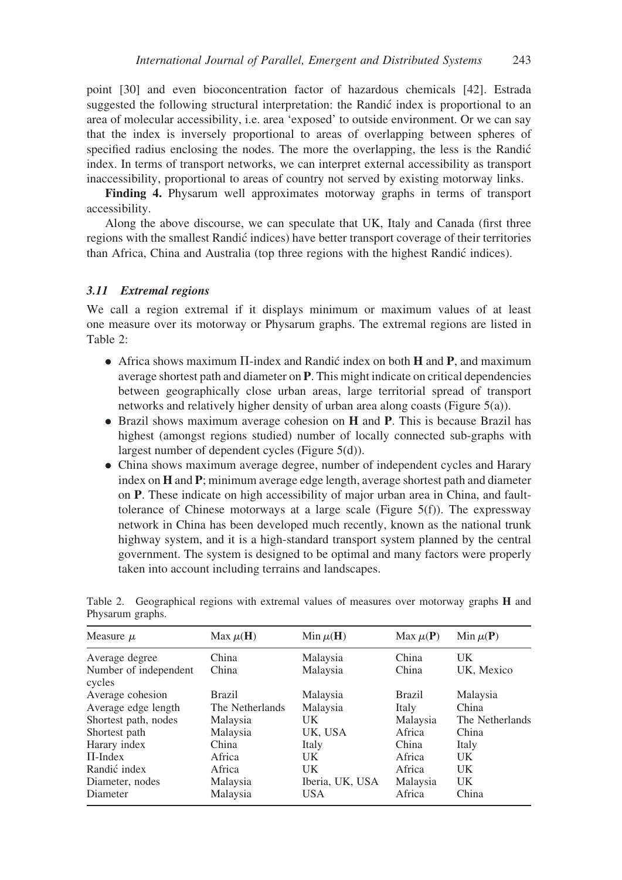point [30] and even bioconcentration factor of hazardous chemicals [42]. Estrada suggested the following structural interpretation: the Randić index is proportional to an area of molecular accessibility, i.e. area 'exposed' to outside environment. Or we can say that the index is inversely proportional to areas of overlapping between spheres of specified radius enclosing the nodes. The more the overlapping, the less is the Randić index. In terms of transport networks, we can interpret external accessibility as transport inaccessibility, proportional to areas of country not served by existing motorway links.

**Finding 4.** Physarum well approximates motorway graphs in terms of transport accessibility.

Along the above discourse, we can speculate that UK, Italy and Canada (first three regions with the smallest Randić indices) have better transport coverage of their territories than Africa, China and Australia (top three regions with the highest Randić indices).

### *3.11 Extremal regions*

We call a region extremal if it displays minimum or maximum values of at least one measure over its motorway or Physarum graphs. The extremal regions are listed in Table 2:

- Africa shows maximum $\Pi$-index and Randić index on both **H** and **P**, and maximum average shortest path and diameter on **P**. This might indicate on critical dependencies between geographically close urban areas, large territorial spread of transport networks and relatively higher density of urban area along coasts (Figure 5(a)).
- Brazil shows maximum average cohesion on **H** and **P**. This is because Brazil has highest (amongst regions studied) number of locally connected sub-graphs with largest number of dependent cycles (Figure 5(d)).
- China shows maximum average degree, number of independent cycles and Harary index on **H** and **P**; minimum average edge length, average shortest path and diameter on **P**. These indicate on high accessibility of major urban area in China, and fault-tolerance of Chinese motorways at a large scale (Figure 5(f)). The expressway network in China has been developed much recently, known as the national trunk highway system, and it is a high-standard transport system planned by the central government. The system is designed to be optimal and many factors were properly taken into account including terrains and landscapes.

Table 2. Geographical regions with extremal values of measures over motorway graphs **H** and Physarum graphs.

| Measure $\mu$ | Max $\mu$(**H**) | Min $\mu$(**H**) | Max $\mu$(**P**) | Min $\mu$(**P**) |
|---|---|---|---|---|
| Average degree | China | Malaysia | China | UK |
| Number of independent cycles | China | Malaysia | China | UK, Mexico |
| Average cohesion | Brazil | Malaysia | Brazil | Malaysia |
| Average edge length | The Netherlands | Malaysia | Italy | China |
| Shortest path, nodes | Malaysia | UK | Malaysia | The Netherlands |
| Shortest path | Malaysia | UK, USA | Africa | China |
| Harary index | China | Italy | China | Italy |
| $\Pi$-Index | Africa | UK | Africa | UK |
| Randić index | Africa | UK | Africa | UK |
| Diameter, nodes | Malaysia | Iberia, UK, USA | Malaysia | UK |
| Diameter | Malaysia | USA | Africa | China |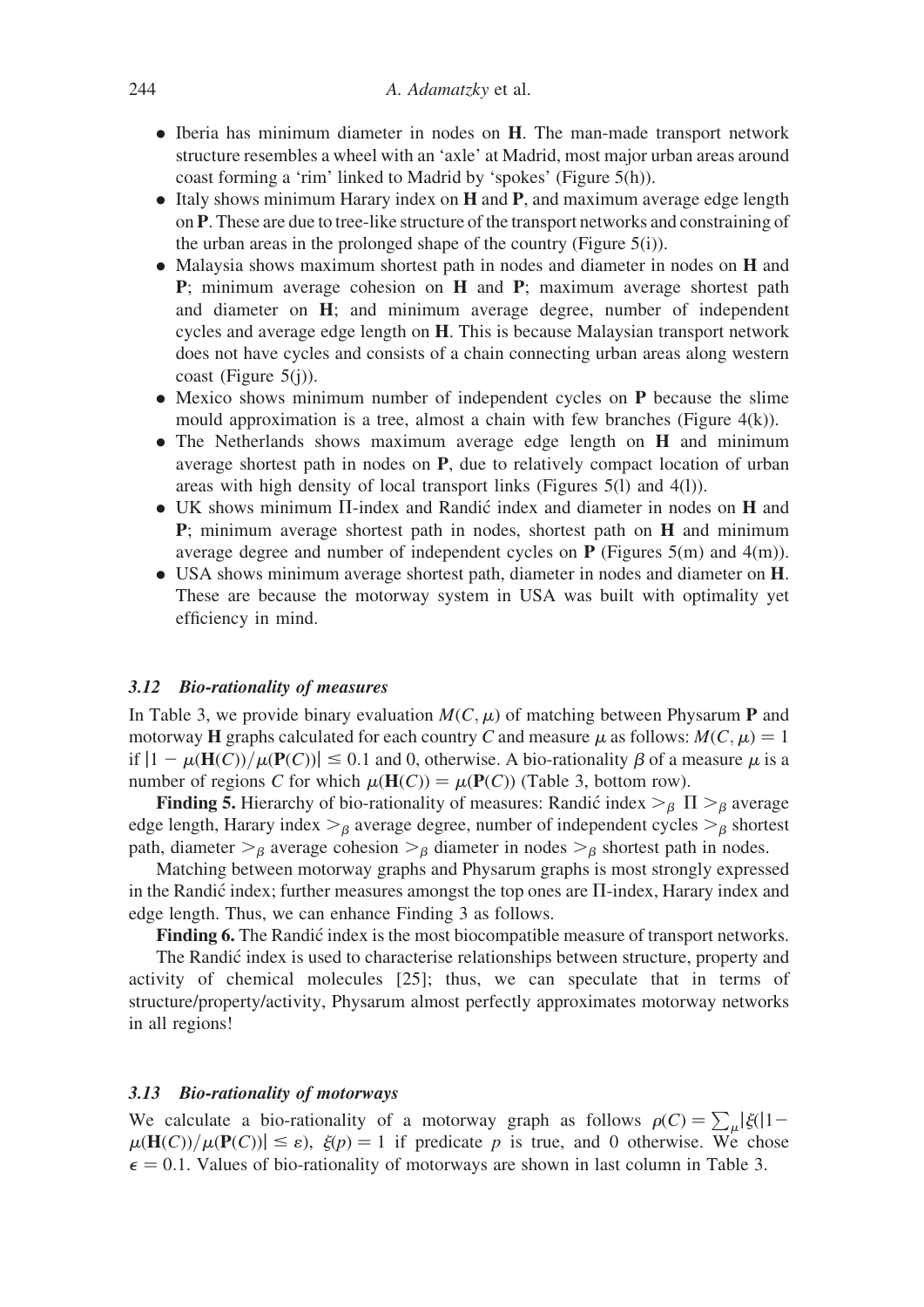- Iberia has minimum diameter in nodes on **H**. The man-made transport network structure resembles a wheel with an 'axle' at Madrid, most major urban areas around coast forming a 'rim' linked to Madrid by 'spokes' (Figure 5(h)).
- Italy shows minimum Harary index on **H** and **P**, and maximum average edge length on **P**. These are due to tree-like structure of the transport networks and constraining of the urban areas in the prolonged shape of the country (Figure 5(i)).
- Malaysia shows maximum shortest path in nodes and diameter in nodes on **H** and **P**; minimum average cohesion on **H** and **P**; maximum average shortest path and diameter on **H**; and minimum average degree, number of independent cycles and average edge length on **H**. This is because Malaysian transport network does not have cycles and consists of a chain connecting urban areas along western coast (Figure 5(j)).
- Mexico shows minimum number of independent cycles on **P** because the slime mould approximation is a tree, almost a chain with few branches (Figure 4(k)).
- The Netherlands shows maximum average edge length on **H** and minimum average shortest path in nodes on **P**, due to relatively compact location of urban areas with high density of local transport links (Figures 5(l) and 4(l)).
- UK shows minimum Π-index and Randić index and diameter in nodes on **H** and **P**; minimum average shortest path in nodes, shortest path on **H** and minimum average degree and number of independent cycles on **P** (Figures 5(m) and 4(m)).
- USA shows minimum average shortest path, diameter in nodes and diameter on **H**. These are because the motorway system in USA was built with optimality yet efficiency in mind.

### 3.12 Bio-rationality of measures

In Table 3, we provide binary evaluation $M(C, \mu)$ of matching between Physarum **P** and motorway **H** graphs calculated for each country $C$ and measure $\mu$ as follows: $M(C, \mu) = 1$ if $|1 - \mu(\mathbf{H}(C))/\mu(\mathbf{P}(C))| \leq 0.1$ and 0, otherwise. A bio-rationality $\beta$ of a measure $\mu$ is a number of regions $C$ for which $\mu(\mathbf{H}(C)) = \mu(\mathbf{P}(C))$ (Table 3, bottom row).

**Finding 5.** Hierarchy of bio-rationality of measures: Randić index $>_\beta$ $\Pi$ $>_\beta$ average edge length, Harary index $>_\beta$ average degree, number of independent cycles $>_\beta$ shortest path, diameter $>_\beta$ average cohesion $>_\beta$ diameter in nodes $>_\beta$ shortest path in nodes.

Matching between motorway graphs and Physarum graphs is most strongly expressed in the Randić index; further measures amongst the top ones are Π-index, Harary index and edge length. Thus, we can enhance Finding 3 as follows.

**Finding 6.** The Randić index is the most biocompatible measure of transport networks.

The Randić index is used to characterise relationships between structure, property and activity of chemical molecules [25]; thus, we can speculate that in terms of structure/property/activity, Physarum almost perfectly approximates motorway networks in all regions!

### 3.13 Bio-rationality of motorways

We calculate a bio-rationality of a motorway graph as follows $\rho(C) = \sum_\mu |\xi(|1 - \mu(\mathbf{H}(C))/\mu(\mathbf{P}(C))| \leq \varepsilon)$, $\xi(p) = 1$ if predicate $p$ is true, and 0 otherwise. We chose $\epsilon = 0.1$. Values of bio-rationality of motorways are shown in last column in Table 3.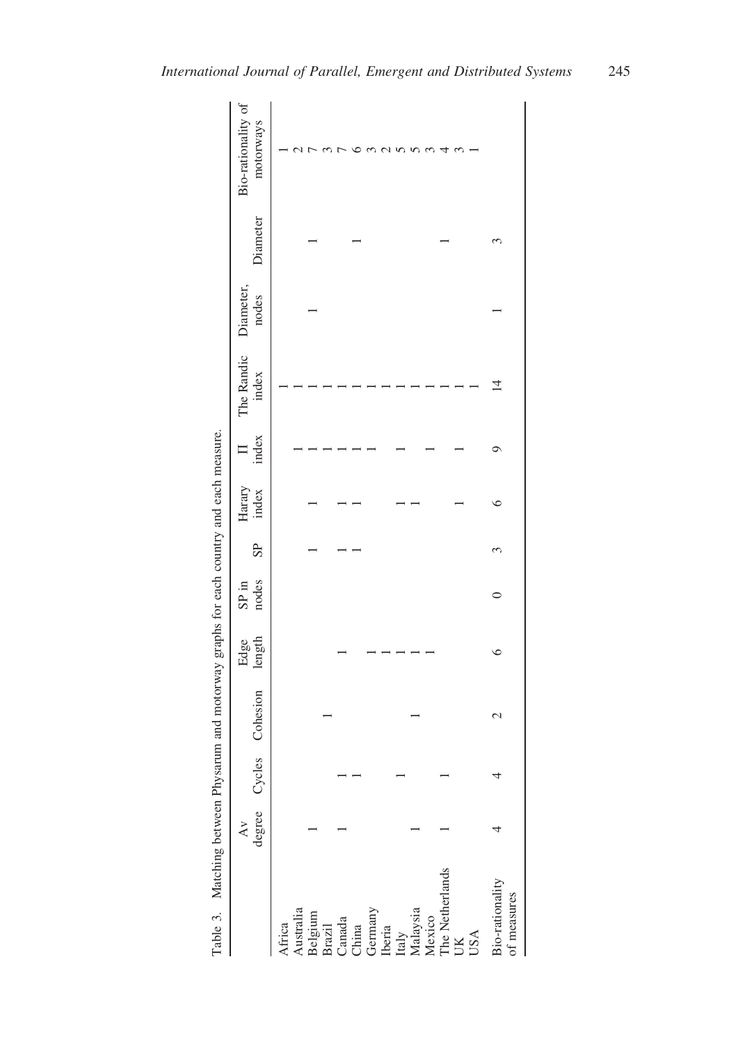Table 3. Matching between Physarum and motorway graphs for each country and each measure.

| | Av degree | Cycles | Cohesion | Edge length | SP in nodes | SP | Harary index | Π index | The Randic index | Diameter, nodes | Diameter | Bio-rationality of motorways |
|---|---|---|---|---|---|---|---|---|---|---|---|---|
| Africa | | | | | | | | | 1 | | | 1 |
| Australia | | | | | | | | 1 | 1 | | | 2 |
| Belgium | 1 | | | | | 1 | 1 | 1 | 1 | 1 | 1 | 7 |
| Brazil | | | 1 | | | | | 1 | 1 | | | 3 |
| Canada | 1 | 1 | | 1 | | 1 | 1 | 1 | 1 | | | 7 |
| China | | 1 | | | | 1 | 1 | 1 | 1 | | 1 | 6 |
| Germany | | | | 1 | | | | 1 | 1 | | | 3 |
| Iberia | | | | 1 | | | | | 1 | | | 2 |
| Italy | | 1 | | 1 | | | 1 | 1 | 1 | | | 5 |
| Malaysia | 1 | | 1 | 1 | | | 1 | | 1 | | | 5 |
| Mexico | | | | 1 | | | | 1 | 1 | | | 3 |
| The Netherlands | 1 | 1 | | | | | | | 1 | | 1 | 4 |
| UK | | | | | | | 1 | 1 | 1 | | | 3 |
| USA | | | | | | | | | 1 | | | 1 |
| Bio-rationality of measures | 4 | 4 | 2 | 6 | 0 | 3 | 6 | 9 | 14 | 1 | 3 | |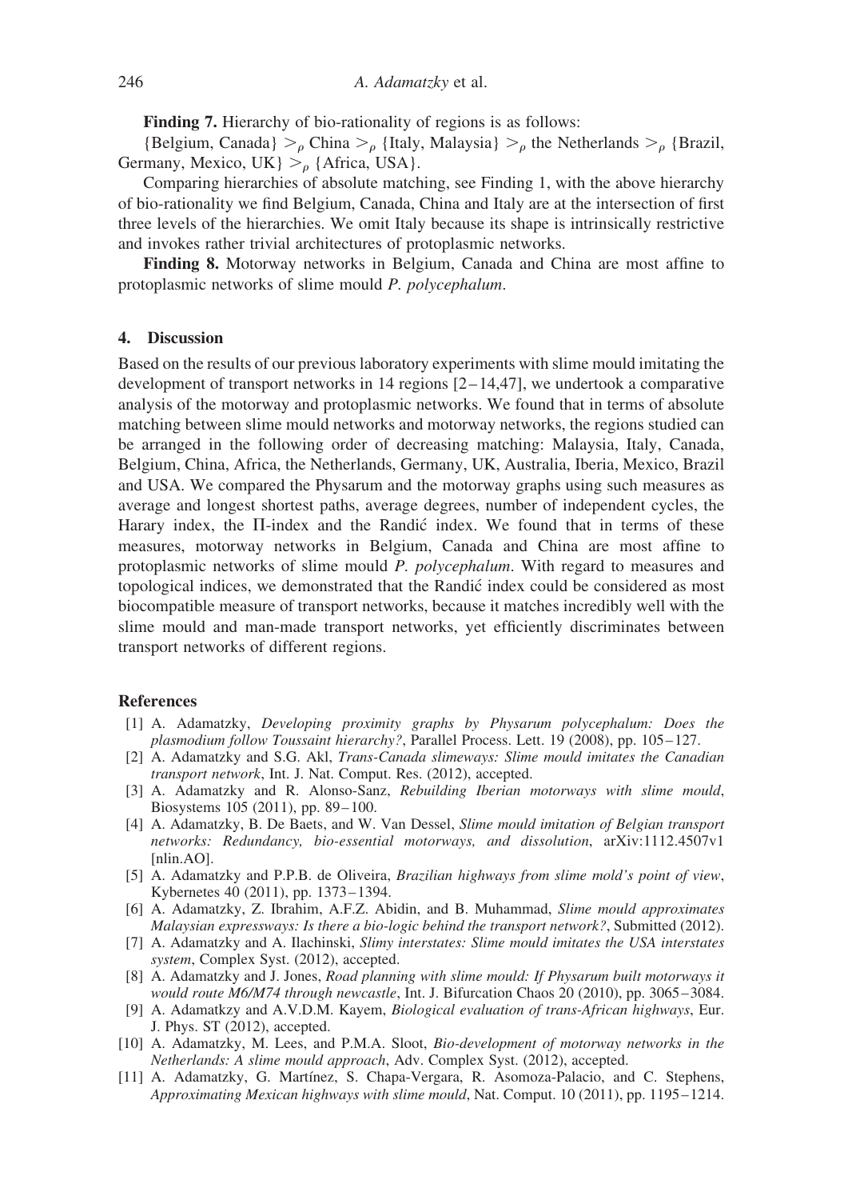**Finding 7.** Hierarchy of bio-rationality of regions is as follows:

{Belgium, Canada} $>_\rho$ China $>_\rho$ {Italy, Malaysia} $>_\rho$ the Netherlands $>_\rho$ {Brazil, Germany, Mexico, UK} $>_\rho$ {Africa, USA}.

Comparing hierarchies of absolute matching, see Finding 1, with the above hierarchy of bio-rationality we find Belgium, Canada, China and Italy are at the intersection of first three levels of the hierarchies. We omit Italy because its shape is intrinsically restrictive and invokes rather trivial architectures of protoplasmic networks.

**Finding 8.** Motorway networks in Belgium, Canada and China are most affine to protoplasmic networks of slime mould *P. polycephalum*.

## 4. Discussion

Based on the results of our previous laboratory experiments with slime mould imitating the development of transport networks in 14 regions [2–14,47], we undertook a comparative analysis of the motorway and protoplasmic networks. We found that in terms of absolute matching between slime mould networks and motorway networks, the regions studied can be arranged in the following order of decreasing matching: Malaysia, Italy, Canada, Belgium, China, Africa, the Netherlands, Germany, UK, Australia, Iberia, Mexico, Brazil and USA. We compared the Physarum and the motorway graphs using such measures as average and longest shortest paths, average degrees, number of independent cycles, the Harary index, the $\Pi$-index and the Randić index. We found that in terms of these measures, motorway networks in Belgium, Canada and China are most affine to protoplasmic networks of slime mould *P. polycephalum*. With regard to measures and topological indices, we demonstrated that the Randić index could be considered as most biocompatible measure of transport networks, because it matches incredibly well with the slime mould and man-made transport networks, yet efficiently discriminates between transport networks of different regions.

## References

[1] A. Adamatzky, *Developing proximity graphs by Physarum polycephalum: Does the plasmodium follow Toussaint hierarchy?*, Parallel Process. Lett. 19 (2008), pp. 105–127.

[2] A. Adamatzky and S.G. Akl, *Trans-Canada slimeways: Slime mould imitates the Canadian transport network*, Int. J. Nat. Comput. Res. (2012), accepted.

[3] A. Adamatzky and R. Alonso-Sanz, *Rebuilding Iberian motorways with slime mould*, Biosystems 105 (2011), pp. 89–100.

[4] A. Adamatzky, B. De Baets, and W. Van Dessel, *Slime mould imitation of Belgian transport networks: Redundancy, bio-essential motorways, and dissolution*, arXiv:1112.4507v1 [nlin.AO].

[5] A. Adamatzky and P.P.B. de Oliveira, *Brazilian highways from slime mold's point of view*, Kybernetes 40 (2011), pp. 1373–1394.

[6] A. Adamatzky, Z. Ibrahim, A.F.Z. Abidin, and B. Muhammad, *Slime mould approximates Malaysian expressways: Is there a bio-logic behind the transport network?*, Submitted (2012).

[7] A. Adamatzky and A. Ilachinski, *Slimy interstates: Slime mould imitates the USA interstates system*, Complex Syst. (2012), accepted.

[8] A. Adamatzky and J. Jones, *Road planning with slime mould: If Physarum built motorways it would route M6/M74 through newcastle*, Int. J. Bifurcation Chaos 20 (2010), pp. 3065–3084.

[9] A. Adamatkzy and A.V.D.M. Kayem, *Biological evaluation of trans-African highways*, Eur. J. Phys. ST (2012), accepted.

[10] A. Adamatzky, M. Lees, and P.M.A. Sloot, *Bio-development of motorway networks in the Netherlands: A slime mould approach*, Adv. Complex Syst. (2012), accepted.

[11] A. Adamatzky, G. Martínez, S. Chapa-Vergara, R. Asomoza-Palacio, and C. Stephens, *Approximating Mexican highways with slime mould*, Nat. Comput. 10 (2011), pp. 1195–1214.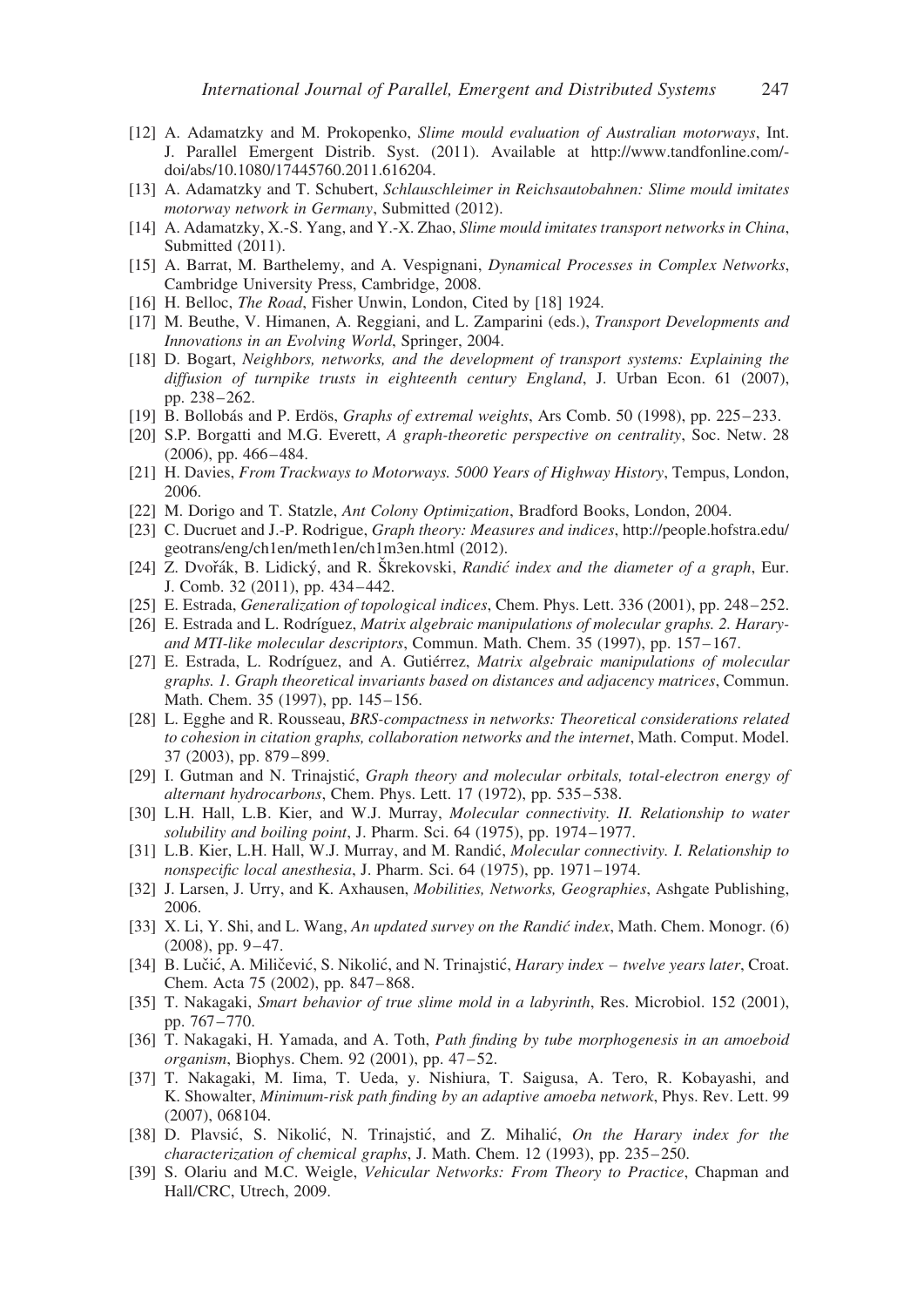[12] A. Adamatzky and M. Prokopenko, *Slime mould evaluation of Australian motorways*, Int. J. Parallel Emergent Distrib. Syst. (2011). Available at http://www.tandfonline.com/-doi/abs/10.1080/17445760.2011.616204.

[13] A. Adamatzky and T. Schubert, *Schlauschleimer in Reichsautobahnen: Slime mould imitates motorway network in Germany*, Submitted (2012).

[14] A. Adamatzky, X.-S. Yang, and Y.-X. Zhao, *Slime mould imitates transport networks in China*, Submitted (2011).

[15] A. Barrat, M. Barthelemy, and A. Vespignani, *Dynamical Processes in Complex Networks*, Cambridge University Press, Cambridge, 2008.

[16] H. Belloc, *The Road*, Fisher Unwin, London, Cited by [18] 1924.

[17] M. Beuthe, V. Himanen, A. Reggiani, and L. Zamparini (eds.), *Transport Developments and Innovations in an Evolving World*, Springer, 2004.

[18] D. Bogart, *Neighbors, networks, and the development of transport systems: Explaining the diffusion of turnpike trusts in eighteenth century England*, J. Urban Econ. 61 (2007), pp. 238–262.

[19] B. Bollobás and P. Erdös, *Graphs of extremal weights*, Ars Comb. 50 (1998), pp. 225–233.

[20] S.P. Borgatti and M.G. Everett, *A graph-theoretic perspective on centrality*, Soc. Netw. 28 (2006), pp. 466–484.

[21] H. Davies, *From Trackways to Motorways. 5000 Years of Highway History*, Tempus, London, 2006.

[22] M. Dorigo and T. Statzle, *Ant Colony Optimization*, Bradford Books, London, 2004.

[23] C. Ducruet and J.-P. Rodrigue, *Graph theory: Measures and indices*, http://people.hofstra.edu/geotrans/eng/ch1en/meth1en/ch1m3en.html (2012).

[24] Z. Dvořák, B. Lidický, and R. Škrekovski, *Randić index and the diameter of a graph*, Eur. J. Comb. 32 (2011), pp. 434–442.

[25] E. Estrada, *Generalization of topological indices*, Chem. Phys. Lett. 336 (2001), pp. 248–252.

[26] E. Estrada and L. Rodríguez, *Matrix algebraic manipulations of molecular graphs. 2. Harary- and MTI-like molecular descriptors*, Commun. Math. Chem. 35 (1997), pp. 157–167.

[27] E. Estrada, L. Rodríguez, and A. Gutiérrez, *Matrix algebraic manipulations of molecular graphs. 1. Graph theoretical invariants based on distances and adjacency matrices*, Commun. Math. Chem. 35 (1997), pp. 145–156.

[28] L. Egghe and R. Rousseau, *BRS-compactness in networks: Theoretical considerations related to cohesion in citation graphs, collaboration networks and the internet*, Math. Comput. Model. 37 (2003), pp. 879–899.

[29] I. Gutman and N. Trinajstić, *Graph theory and molecular orbitals, total-electron energy of alternant hydrocarbons*, Chem. Phys. Lett. 17 (1972), pp. 535–538.

[30] L.H. Hall, L.B. Kier, and W.J. Murray, *Molecular connectivity. II. Relationship to water solubility and boiling point*, J. Pharm. Sci. 64 (1975), pp. 1974–1977.

[31] L.B. Kier, L.H. Hall, W.J. Murray, and M. Randić, *Molecular connectivity. I. Relationship to nonspecific local anesthesia*, J. Pharm. Sci. 64 (1975), pp. 1971–1974.

[32] J. Larsen, J. Urry, and K. Axhausen, *Mobilities, Networks, Geographies*, Ashgate Publishing, 2006.

[33] X. Li, Y. Shi, and L. Wang, *An updated survey on the Randić index*, Math. Chem. Monogr. (6) (2008), pp. 9–47.

[34] B. Lučić, A. Miličević, S. Nikolić, and N. Trinajstić, *Harary index – twelve years later*, Croat. Chem. Acta 75 (2002), pp. 847–868.

[35] T. Nakagaki, *Smart behavior of true slime mold in a labyrinth*, Res. Microbiol. 152 (2001), pp. 767–770.

[36] T. Nakagaki, H. Yamada, and A. Toth, *Path finding by tube morphogenesis in an amoeboid organism*, Biophys. Chem. 92 (2001), pp. 47–52.

[37] T. Nakagaki, M. Iima, T. Ueda, y. Nishiura, T. Saigusa, A. Tero, R. Kobayashi, and K. Showalter, *Minimum-risk path finding by an adaptive amoeba network*, Phys. Rev. Lett. 99 (2007), 068104.

[38] D. Plavsić, S. Nikolić, N. Trinajstić, and Z. Mihalić, *On the Harary index for the characterization of chemical graphs*, J. Math. Chem. 12 (1993), pp. 235–250.

[39] S. Olariu and M.C. Weigle, *Vehicular Networks: From Theory to Practice*, Chapman and Hall/CRC, Utrech, 2009.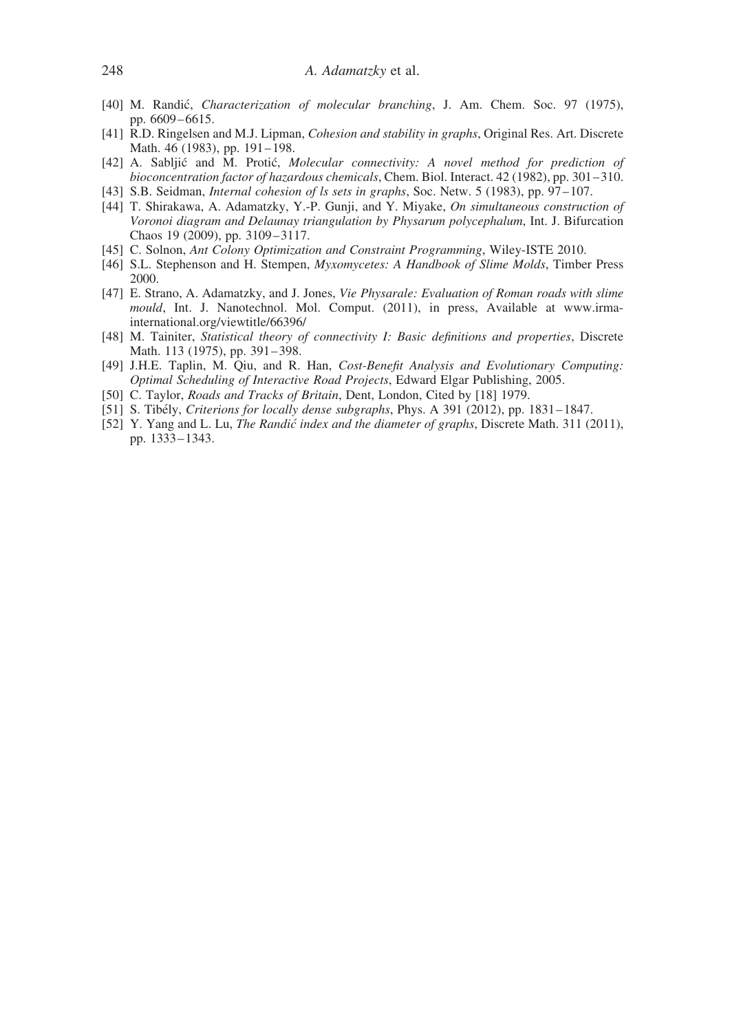[40] M. Randić, *Characterization of molecular branching*, J. Am. Chem. Soc. 97 (1975), pp. 6609–6615.

[41] R.D. Ringelsen and M.J. Lipman, *Cohesion and stability in graphs*, Original Res. Art. Discrete Math. 46 (1983), pp. 191–198.

[42] A. Sabljić and M. Protić, *Molecular connectivity: A novel method for prediction of bioconcentration factor of hazardous chemicals*, Chem. Biol. Interact. 42 (1982), pp. 301–310.

[43] S.B. Seidman, *Internal cohesion of ls sets in graphs*, Soc. Netw. 5 (1983), pp. 97–107.

[44] T. Shirakawa, A. Adamatzky, Y.-P. Gunji, and Y. Miyake, *On simultaneous construction of Voronoi diagram and Delaunay triangulation by Physarum polycephalum*, Int. J. Bifurcation Chaos 19 (2009), pp. 3109–3117.

[45] C. Solnon, *Ant Colony Optimization and Constraint Programming*, Wiley-ISTE 2010.

[46] S.L. Stephenson and H. Stempen, *Myxomycetes: A Handbook of Slime Molds*, Timber Press 2000.

[47] E. Strano, A. Adamatzky, and J. Jones, *Vie Physarale: Evaluation of Roman roads with slime mould*, Int. J. Nanotechnol. Mol. Comput. (2011), in press, Available at www.irma-international.org/viewtitle/66396/

[48] M. Tainiter, *Statistical theory of connectivity I: Basic definitions and properties*, Discrete Math. 113 (1975), pp. 391–398.

[49] J.H.E. Taplin, M. Qiu, and R. Han, *Cost-Benefit Analysis and Evolutionary Computing: Optimal Scheduling of Interactive Road Projects*, Edward Elgar Publishing, 2005.

[50] C. Taylor, *Roads and Tracks of Britain*, Dent, London, Cited by [18] 1979.

[51] S. Tibély, *Criterions for locally dense subgraphs*, Phys. A 391 (2012), pp. 1831–1847.

[52] Y. Yang and L. Lu, *The Randić index and the diameter of graphs*, Discrete Math. 311 (2011), pp. 1333–1343.